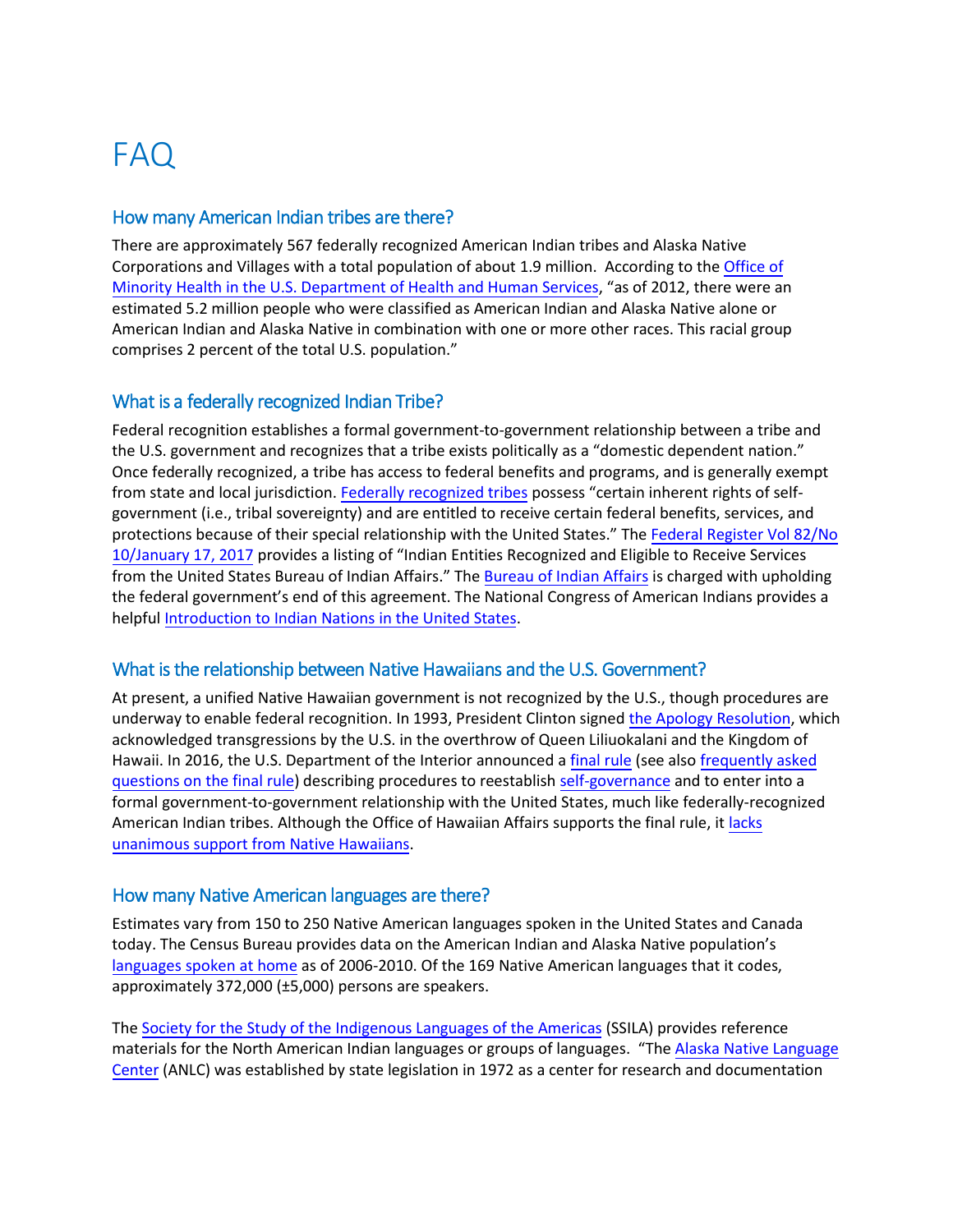# FAQ

## How many American Indian tribes are there?

There are approximately 567 federally recognized American Indian tribes and Alaska Native Corporations and Villages with a total population of about 1.9 million. According to the Office of Minority Health in the U.S. Department of Health and Human Services, "as of 2012, there were an estimated 5.2 million people who were classified as American Indian and Alaska Native alone or American Indian and Alaska Native in combination with one or more other races. This racial group comprises 2 percent of the total U.S. population."

## What is a federally recognized Indian Tribe?

Federal recognition establishes a formal government-to-government relationship between a tribe and the U.S. government and recognizes that a tribe exists politically as a "domestic dependent nation." Once federally recognized, a tribe has access to federal benefits and programs, and is generally exempt from state and local jurisdiction. Federally recognized tribes possess "certain inherent rights of self-government (i.e., tribal sovereignty) and are entitled to receive certain federal benefits, services, and protections because of their special relationship with the United States." The Federal Register Vol 82/No 10/January 17, 2017 provides a listing of "Indian Entities Recognized and Eligible to Receive Services from the United States Bureau of Indian Affairs." The Bureau of Indian Affairs is charged with upholding the federal government's end of this agreement. The National Congress of American Indians provides a helpful Introduction to Indian Nations in the United States.

## What is the relationship between Native Hawaiians and the U.S. Government?

At present, a unified Native Hawaiian government is not recognized by the U.S., though procedures are underway to enable federal recognition. In 1993, President Clinton signed the Apology Resolution, which acknowledged transgressions by the U.S. in the overthrow of Queen Liliuokalani and the Kingdom of Hawaii. In 2016, the U.S. Department of the Interior announced a final rule (see also frequently asked questions on the final rule) describing procedures to reestablish self-governance and to enter into a formal government-to-government relationship with the United States, much like federally-recognized American Indian tribes. Although the Office of Hawaiian Affairs supports the final rule, it lacks unanimous support from Native Hawaiians.

## How many Native American languages are there?

Estimates vary from 150 to 250 Native American languages spoken in the United States and Canada today. The Census Bureau provides data on the American Indian and Alaska Native population's languages spoken at home as of 2006-2010. Of the 169 Native American languages that it codes, approximately 372,000 (±5,000) persons are speakers.

The Society for the Study of the Indigenous Languages of the Americas (SSILA) provides reference materials for the North American Indian languages or groups of languages. "The Alaska Native Language Center (ANLC) was established by state legislation in 1972 as a center for research and documentation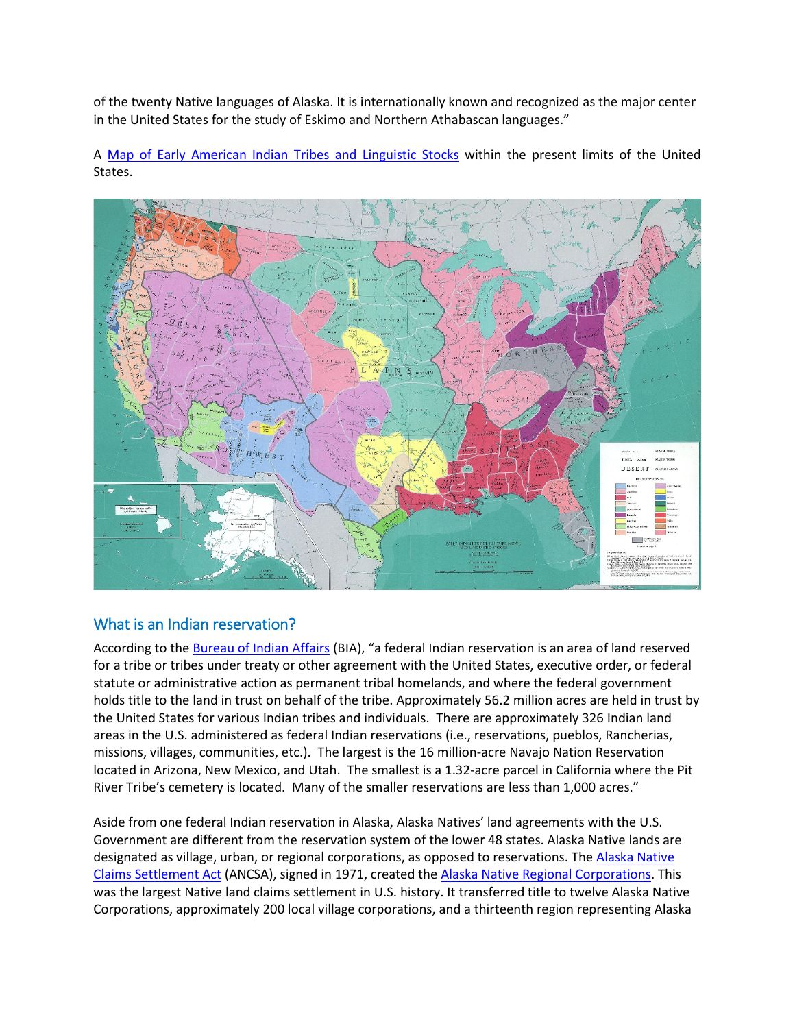of the twenty Native languages of Alaska. It is internationally known and recognized as the major center in the United States for the study of Eskimo and Northern Athabascan languages."

A Map of Early American Indian Tribes and Linguistic Stocks within the present limits of the United States.

## What is an Indian reservation?

According to the Bureau of Indian Affairs (BIA), "a federal Indian reservation is an area of land reserved for a tribe or tribes under treaty or other agreement with the United States, executive order, or federal statute or administrative action as permanent tribal homelands, and where the federal government holds title to the land in trust on behalf of the tribe. Approximately 56.2 million acres are held in trust by the United States for various Indian tribes and individuals. There are approximately 326 Indian land areas in the U.S. administered as federal Indian reservations (i.e., reservations, pueblos, Rancherias, missions, villages, communities, etc.). The largest is the 16 million-acre Navajo Nation Reservation located in Arizona, New Mexico, and Utah. The smallest is a 1.32-acre parcel in California where the Pit River Tribe's cemetery is located. Many of the smaller reservations are less than 1,000 acres."

Aside from one federal Indian reservation in Alaska, Alaska Natives' land agreements with the U.S. Government are different from the reservation system of the lower 48 states. Alaska Native lands are designated as village, urban, or regional corporations, as opposed to reservations. The Alaska Native Claims Settlement Act (ANCSA), signed in 1971, created the Alaska Native Regional Corporations. This was the largest Native land claims settlement in U.S. history. It transferred title to twelve Alaska Native Corporations, approximately 200 local village corporations, and a thirteenth region representing Alaska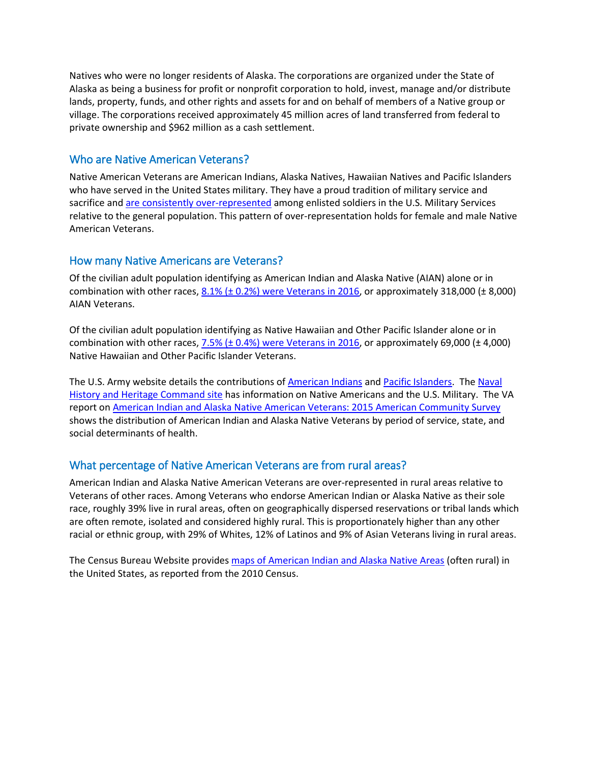Natives who were no longer residents of Alaska. The corporations are organized under the State of Alaska as being a business for profit or nonprofit corporation to hold, invest, manage and/or distribute lands, property, funds, and other rights and assets for and on behalf of members of a Native group or village. The corporations received approximately 45 million acres of land transferred from federal to private ownership and $962 million as a cash settlement.

## Who are Native American Veterans?

Native American Veterans are American Indians, Alaska Natives, Hawaiian Natives and Pacific Islanders who have served in the United States military. They have a proud tradition of military service and sacrifice and are consistently over-represented among enlisted soldiers in the U.S. Military Services relative to the general population. This pattern of over-representation holds for female and male Native American Veterans.

## How many Native Americans are Veterans?

Of the civilian adult population identifying as American Indian and Alaska Native (AIAN) alone or in combination with other races, 8.1% (± 0.2%) were Veterans in 2016, or approximately 318,000 (± 8,000) AIAN Veterans.

Of the civilian adult population identifying as Native Hawaiian and Other Pacific Islander alone or in combination with other races, 7.5% (± 0.4%) were Veterans in 2016, or approximately 69,000 (± 4,000) Native Hawaiian and Other Pacific Islander Veterans.

The U.S. Army website details the contributions of American Indians and Pacific Islanders. The Naval History and Heritage Command site has information on Native Americans and the U.S. Military. The VA report on American Indian and Alaska Native American Veterans: 2015 American Community Survey shows the distribution of American Indian and Alaska Native Veterans by period of service, state, and social determinants of health.

## What percentage of Native American Veterans are from rural areas?

American Indian and Alaska Native American Veterans are over-represented in rural areas relative to Veterans of other races. Among Veterans who endorse American Indian or Alaska Native as their sole race, roughly 39% live in rural areas, often on geographically dispersed reservations or tribal lands which are often remote, isolated and considered highly rural. This is proportionately higher than any other racial or ethnic group, with 29% of Whites, 12% of Latinos and 9% of Asian Veterans living in rural areas.

The Census Bureau Website provides maps of American Indian and Alaska Native Areas (often rural) in the United States, as reported from the 2010 Census.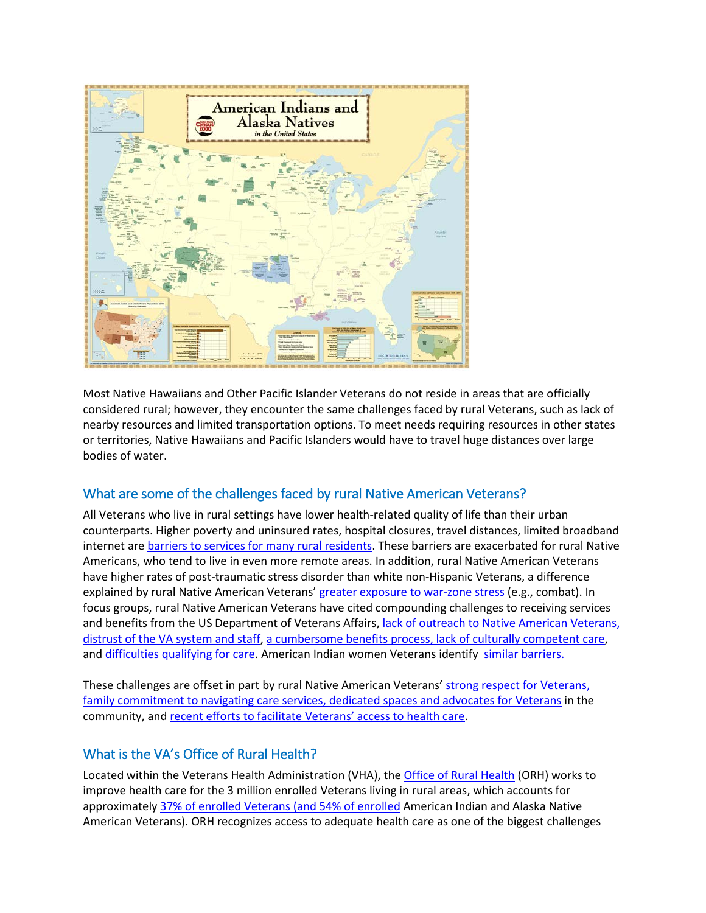Most Native Hawaiians and Other Pacific Islander Veterans do not reside in areas that are officially considered rural; however, they encounter the same challenges faced by rural Veterans, such as lack of nearby resources and limited transportation options. To meet needs requiring resources in other states or territories, Native Hawaiians and Pacific Islanders would have to travel huge distances over large bodies of water.

## What are some of the challenges faced by rural Native American Veterans?

All Veterans who live in rural settings have lower health-related quality of life than their urban counterparts. Higher poverty and uninsured rates, hospital closures, travel distances, limited broadband internet are barriers to services for many rural residents. These barriers are exacerbated for rural Native Americans, who tend to live in even more remote areas. In addition, rural Native American Veterans have higher rates of post-traumatic stress disorder than white non-Hispanic Veterans, a difference explained by rural Native American Veterans' greater exposure to war-zone stress (e.g., combat). In focus groups, rural Native American Veterans have cited compounding challenges to receiving services and benefits from the US Department of Veterans Affairs, lack of outreach to Native American Veterans, distrust of the VA system and staff, a cumbersome benefits process, lack of culturally competent care, and difficulties qualifying for care. American Indian women Veterans identify similar barriers.

These challenges are offset in part by rural Native American Veterans' strong respect for Veterans, family commitment to navigating care services, dedicated spaces and advocates for Veterans in the community, and recent efforts to facilitate Veterans' access to health care.

## What is the VA's Office of Rural Health?

Located within the Veterans Health Administration (VHA), the Office of Rural Health (ORH) works to improve health care for the 3 million enrolled Veterans living in rural areas, which accounts for approximately 37% of enrolled Veterans (and 54% of enrolled American Indian and Alaska Native American Veterans). ORH recognizes access to adequate health care as one of the biggest challenges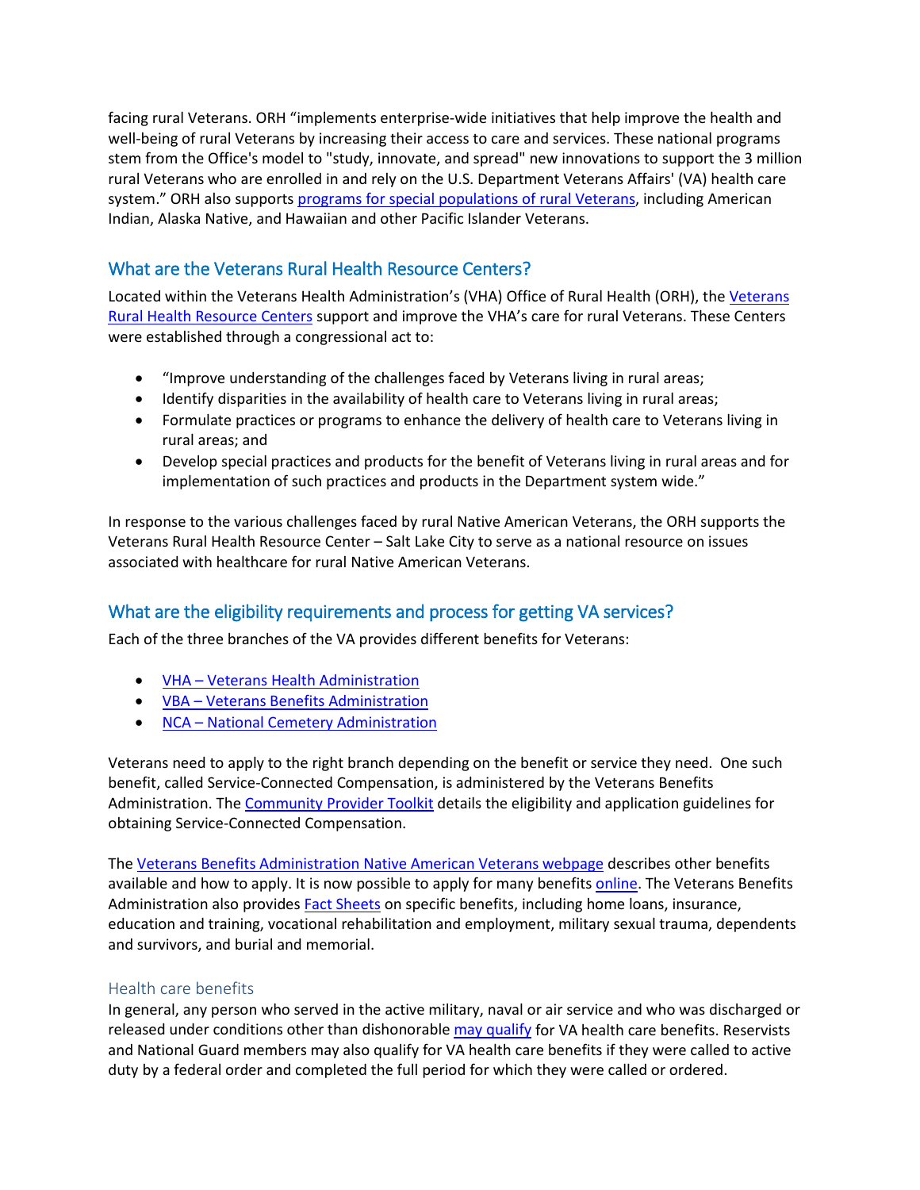facing rural Veterans. ORH "implements enterprise-wide initiatives that help improve the health and well-being of rural Veterans by increasing their access to care and services. These national programs stem from the Office's model to "study, innovate, and spread" new innovations to support the 3 million rural Veterans who are enrolled in and rely on the U.S. Department Veterans Affairs' (VA) health care system." ORH also supports [programs for special populations of rural Veterans](), including American Indian, Alaska Native, and Hawaiian and other Pacific Islander Veterans.

## What are the Veterans Rural Health Resource Centers?

Located within the Veterans Health Administration's (VHA) Office of Rural Health (ORH), the [Veterans Rural Health Resource Centers]() support and improve the VHA's care for rural Veterans. These Centers were established through a congressional act to:

- "Improve understanding of the challenges faced by Veterans living in rural areas;
- Identify disparities in the availability of health care to Veterans living in rural areas;
- Formulate practices or programs to enhance the delivery of health care to Veterans living in rural areas; and
- Develop special practices and products for the benefit of Veterans living in rural areas and for implementation of such practices and products in the Department system wide."

In response to the various challenges faced by rural Native American Veterans, the ORH supports the Veterans Rural Health Resource Center – Salt Lake City to serve as a national resource on issues associated with healthcare for rural Native American Veterans.

## What are the eligibility requirements and process for getting VA services?

Each of the three branches of the VA provides different benefits for Veterans:

- [VHA – Veterans Health Administration]()
- [VBA – Veterans Benefits Administration]()
- [NCA – National Cemetery Administration]()

Veterans need to apply to the right branch depending on the benefit or service they need. One such benefit, called Service-Connected Compensation, is administered by the Veterans Benefits Administration. The [Community Provider Toolkit]() details the eligibility and application guidelines for obtaining Service-Connected Compensation.

The [Veterans Benefits Administration Native American Veterans webpage]() describes other benefits available and how to apply. It is now possible to apply for many benefits [online](). The Veterans Benefits Administration also provides [Fact Sheets]() on specific benefits, including home loans, insurance, education and training, vocational rehabilitation and employment, military sexual trauma, dependents and survivors, and burial and memorial.

### Health care benefits

In general, any person who served in the active military, naval or air service and who was discharged or released under conditions other than dishonorable [may qualify]() for VA health care benefits. Reservists and National Guard members may also qualify for VA health care benefits if they were called to active duty by a federal order and completed the full period for which they were called or ordered.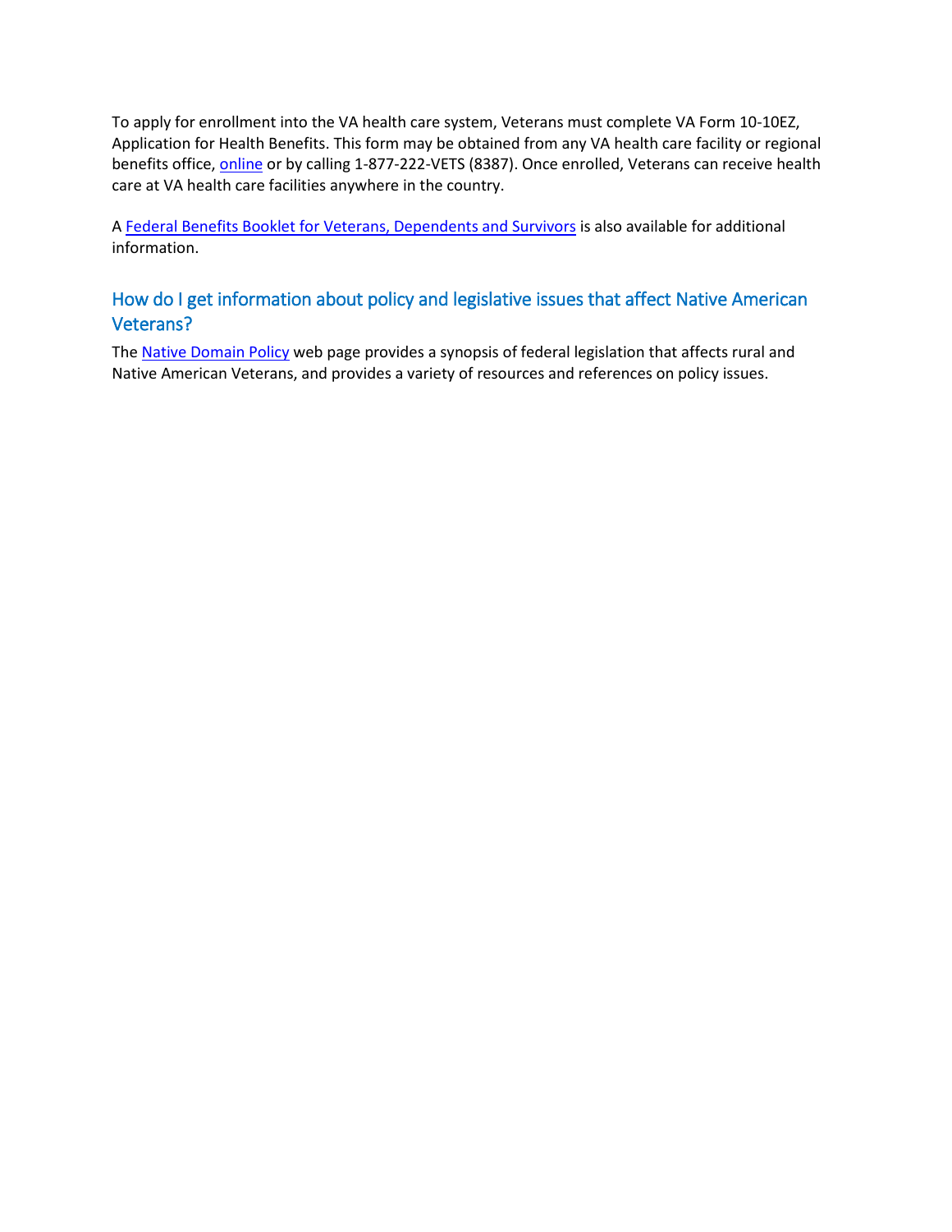To apply for enrollment into the VA health care system, Veterans must complete VA Form 10-10EZ, Application for Health Benefits. This form may be obtained from any VA health care facility or regional benefits office, online or by calling 1-877-222-VETS (8387). Once enrolled, Veterans can receive health care at VA health care facilities anywhere in the country.

A Federal Benefits Booklet for Veterans, Dependents and Survivors is also available for additional information.

## How do I get information about policy and legislative issues that affect Native American Veterans?

The Native Domain Policy web page provides a synopsis of federal legislation that affects rural and Native American Veterans, and provides a variety of resources and references on policy issues.